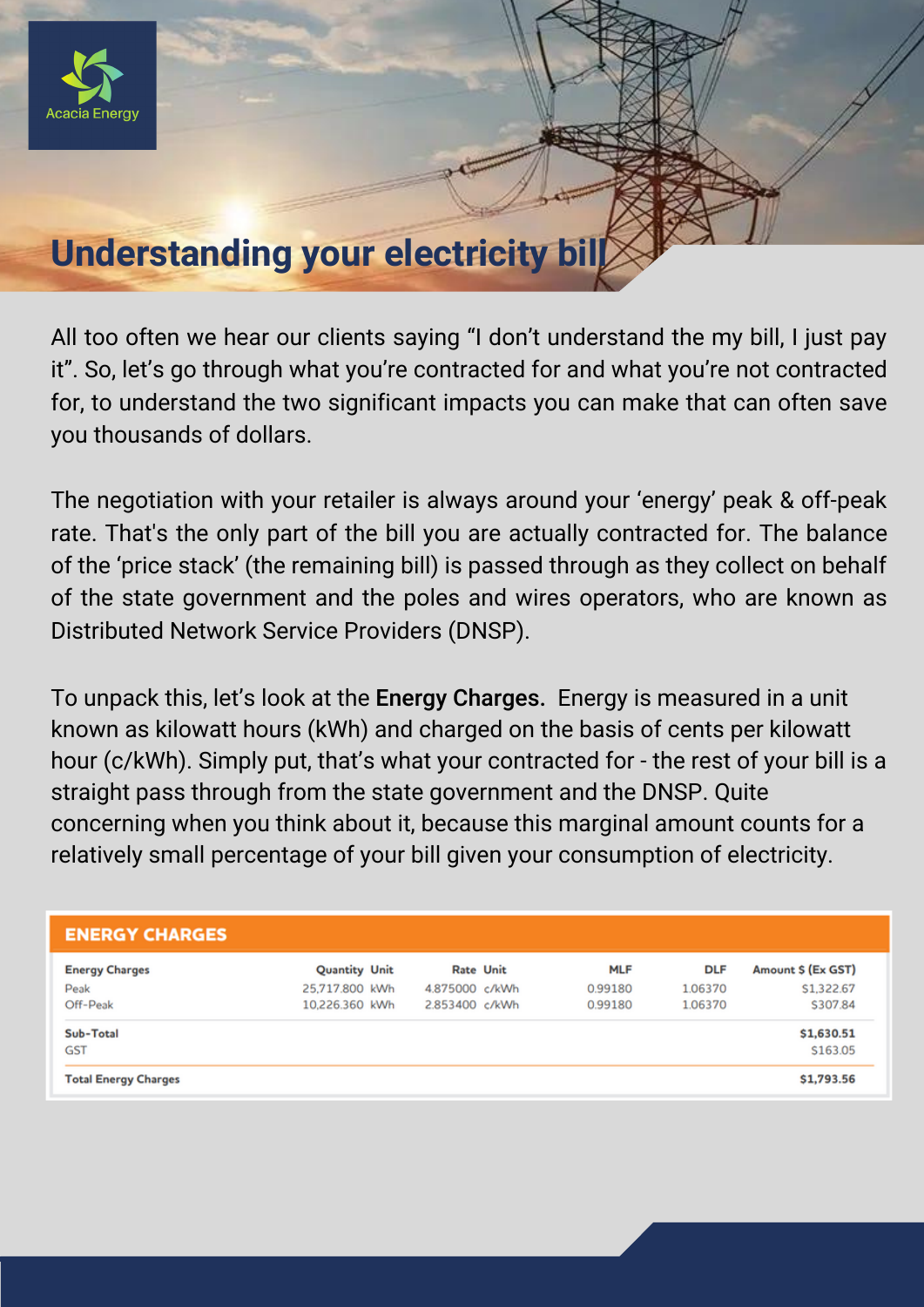Acacia Energy

# Understanding your electricity bill

All too often we hear our clients saying "I don't understand the my bill, I just pay it". So, let's go through what you're contracted for and what you're not contracted for, to understand the two significant impacts you can make that can often save you thousands of dollars.

The negotiation with your retailer is always around your 'energy' peak & off-peak rate. That's the only part of the bill you are actually contracted for. The balance of the 'price stack' (the remaining bill) is passed through as they collect on behalf of the state government and the poles and wires operators, who are known as Distributed Network Service Providers (DNSP).

To unpack this, let's look at the **Energy Charges.** Energy is measured in a unit known as kilowatt hours (kWh) and charged on the basis of cents per kilowatt hour (c/kWh). Simply put, that's what your contracted for - the rest of your bill is a straight pass through from the state government and the DNSP. Quite concerning when you think about it, because this marginal amount counts for a relatively small percentage of your bill given your consumption of electricity.

**ENERGY CHARGES**

| Energy Charges | Quantity | Unit | Rate | Unit | MLF | DLF | Amount $ (Ex GST) |
|---|---|---|---|---|---|---|---|
| Peak | 25,717.800 | kWh | 4.875000 | c/kWh | 0.99180 | 1.06370 | $1,322.67 |
| Off-Peak | 10,226.360 | kWh | 2.853400 | c/kWh | 0.99180 | 1.06370 | $307.84 |
| **Sub-Total** | | | | | | | **$1,630.51** |
| GST | | | | | | | $163.05 |
| **Total Energy Charges** | | | | | | | **$1,793.56** |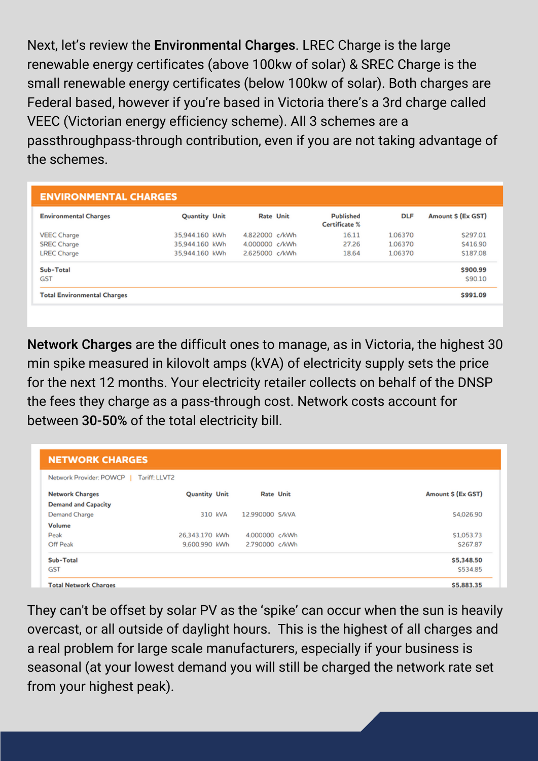Next, let's review the **Environmental Charges**. LREC Charge is the large renewable energy certificates (above 100kw of solar) & SREC Charge is the small renewable energy certificates (below 100kw of solar). Both charges are Federal based, however if you're based in Victoria there's a 3rd charge called VEEC (Victorian energy efficiency scheme). All 3 schemes are a passthroughpass-through contribution, even if you are not taking advantage of the schemes.

**ENVIRONMENTAL CHARGES**

| Environmental Charges | Quantity | Unit | Rate | Unit | Published Certificate % | DLF | Amount $ (Ex GST) |
|---|---|---|---|---|---|---|---|
| VEEC Charge | 35,944.160 | kWh | 4.822000 | c/kWh | 16.11 | 1.06370 | $297.01 |
| SREC Charge | 35,944.160 | kWh | 4.000000 | c/kWh | 27.26 | 1.06370 | $416.90 |
| LREC Charge | 35,944.160 | kWh | 2.625000 | c/kWh | 18.64 | 1.06370 | $187.08 |
| **Sub-Total** | | | | | | | **$900.99** |
| GST | | | | | | | $90.10 |
| **Total Environmental Charges** | | | | | | | **$991.09** |

**Network Charges** are the difficult ones to manage, as in Victoria, the highest 30 min spike measured in kilovolt amps (kVA) of electricity supply sets the price for the next 12 months. Your electricity retailer collects on behalf of the DNSP the fees they charge as a pass-through cost. Network costs account for between **30-50%** of the total electricity bill.

**NETWORK CHARGES**

Network Provider: POWCP | Tariff: LLVT2

| Network Charges | Quantity | Unit | Rate | Unit | Amount $ (Ex GST) |
|---|---|---|---|---|---|
| **Demand and Capacity** | | | | | |
| Demand Charge | 310 | kVA | 12.990000 | $/kVA | $4,026.90 |
| **Volume** | | | | | |
| Peak | 26,343.170 | kWh | 4.000000 | c/kWh | $1,053.73 |
| Off Peak | 9,600.990 | kWh | 2.790000 | c/kWh | $267.87 |
| **Sub-Total** | | | | | **$5,348.50** |
| GST | | | | | $534.85 |
| **Total Network Charges** | | | | | **$5,883.35** |

They can't be offset by solar PV as the 'spike' can occur when the sun is heavily overcast, or all outside of daylight hours. This is the highest of all charges and a real problem for large scale manufacturers, especially if your business is seasonal (at your lowest demand you will still be charged the network rate set from your highest peak).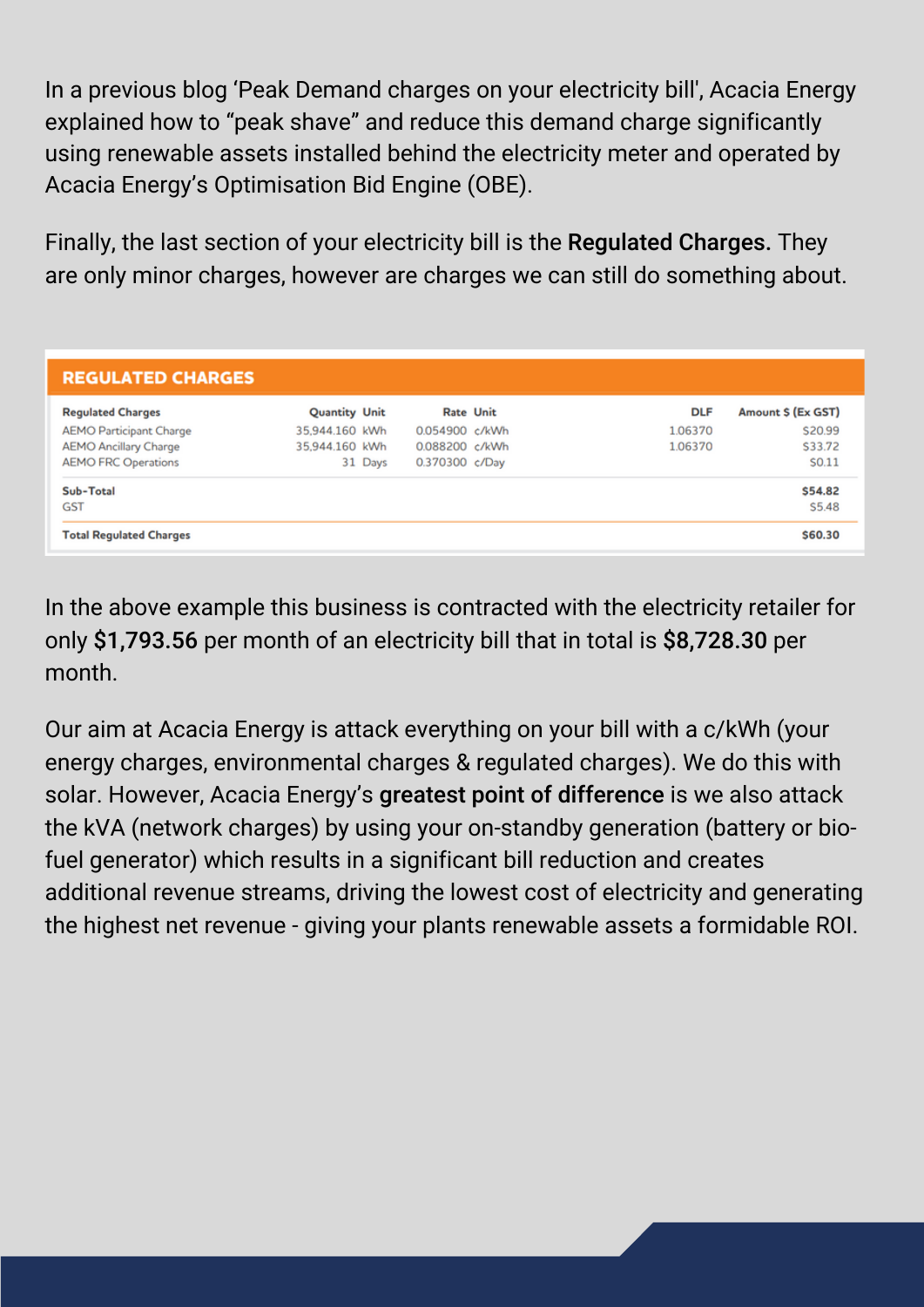In a previous blog 'Peak Demand charges on your electricity bill', Acacia Energy explained how to "peak shave" and reduce this demand charge significantly using renewable assets installed behind the electricity meter and operated by Acacia Energy's Optimisation Bid Engine (OBE).

Finally, the last section of your electricity bill is the **Regulated Charges.** They are only minor charges, however are charges we can still do something about.

**REGULATED CHARGES**

| Regulated Charges | Quantity | Unit | Rate | Unit | DLF | Amount $ (Ex GST) |
|---|---|---|---|---|---|---|
| AEMO Participant Charge | 35,944.160 | kWh | 0.054900 | c/kWh | 1.06370 | $20.99 |
| AEMO Ancillary Charge | 35,944.160 | kWh | 0.088200 | c/kWh | 1.06370 | $33.72 |
| AEMO FRC Operations | 31 | Days | 0.370300 | c/Day | | $0.11 |
| **Sub-Total** | | | | | | **$54.82** |
| GST | | | | | | $5.48 |
| **Total Regulated Charges** | | | | | | **$60.30** |

In the above example this business is contracted with the electricity retailer for only **$1,793.56** per month of an electricity bill that in total is **$8,728.30** per month.

Our aim at Acacia Energy is attack everything on your bill with a c/kWh (your energy charges, environmental charges & regulated charges). We do this with solar. However, Acacia Energy's **greatest point of difference** is we also attack the kVA (network charges) by using your on-standby generation (battery or bio-fuel generator) which results in a significant bill reduction and creates additional revenue streams, driving the lowest cost of electricity and generating the highest net revenue - giving your plants renewable assets a formidable ROI.